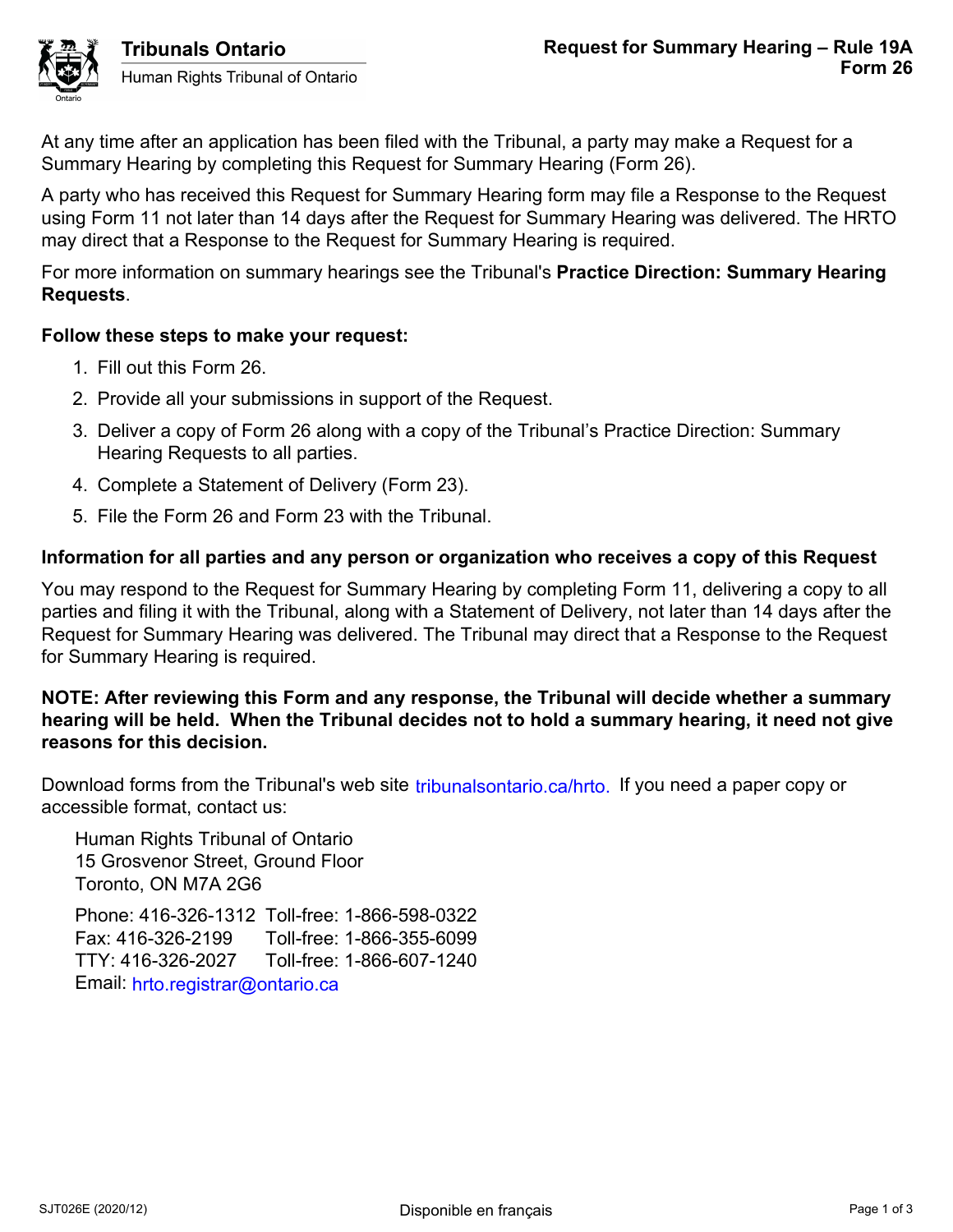**Tribunals Ontario**
Human Rights Tribunal of Ontario

# Request for Summary Hearing – Rule 19A
## Form 26

At any time after an application has been filed with the Tribunal, a party may make a Request for a Summary Hearing by completing this Request for Summary Hearing (Form 26).

A party who has received this Request for Summary Hearing form may file a Response to the Request using Form 11 not later than 14 days after the Request for Summary Hearing was delivered. The HRTO may direct that a Response to the Request for Summary Hearing is required.

For more information on summary hearings see the Tribunal's **Practice Direction: Summary Hearing Requests**.

**Follow these steps to make your request:**

1. Fill out this Form 26.
2. Provide all your submissions in support of the Request.
3. Deliver a copy of Form 26 along with a copy of the Tribunal's Practice Direction: Summary Hearing Requests to all parties.
4. Complete a Statement of Delivery (Form 23).
5. File the Form 26 and Form 23 with the Tribunal.

**Information for all parties and any person or organization who receives a copy of this Request**

You may respond to the Request for Summary Hearing by completing Form 11, delivering a copy to all parties and filing it with the Tribunal, along with a Statement of Delivery, not later than 14 days after the Request for Summary Hearing was delivered. The Tribunal may direct that a Response to the Request for Summary Hearing is required.

**NOTE: After reviewing this Form and any response, the Tribunal will decide whether a summary hearing will be held. When the Tribunal decides not to hold a summary hearing, it need not give reasons for this decision.**

Download forms from the Tribunal's web site tribunalsontario.ca/hrto. If you need a paper copy or accessible format, contact us:

Human Rights Tribunal of Ontario
15 Grosvenor Street, Ground Floor
Toronto, ON M7A 2G6

Phone: 416-326-1312 Toll-free: 1-866-598-0322
Fax: 416-326-2199 Toll-free: 1-866-355-6099
TTY: 416-326-2027 Toll-free: 1-866-607-1240
Email: hrto.registrar@ontario.ca

SJT026E (2020/12) Disponible en français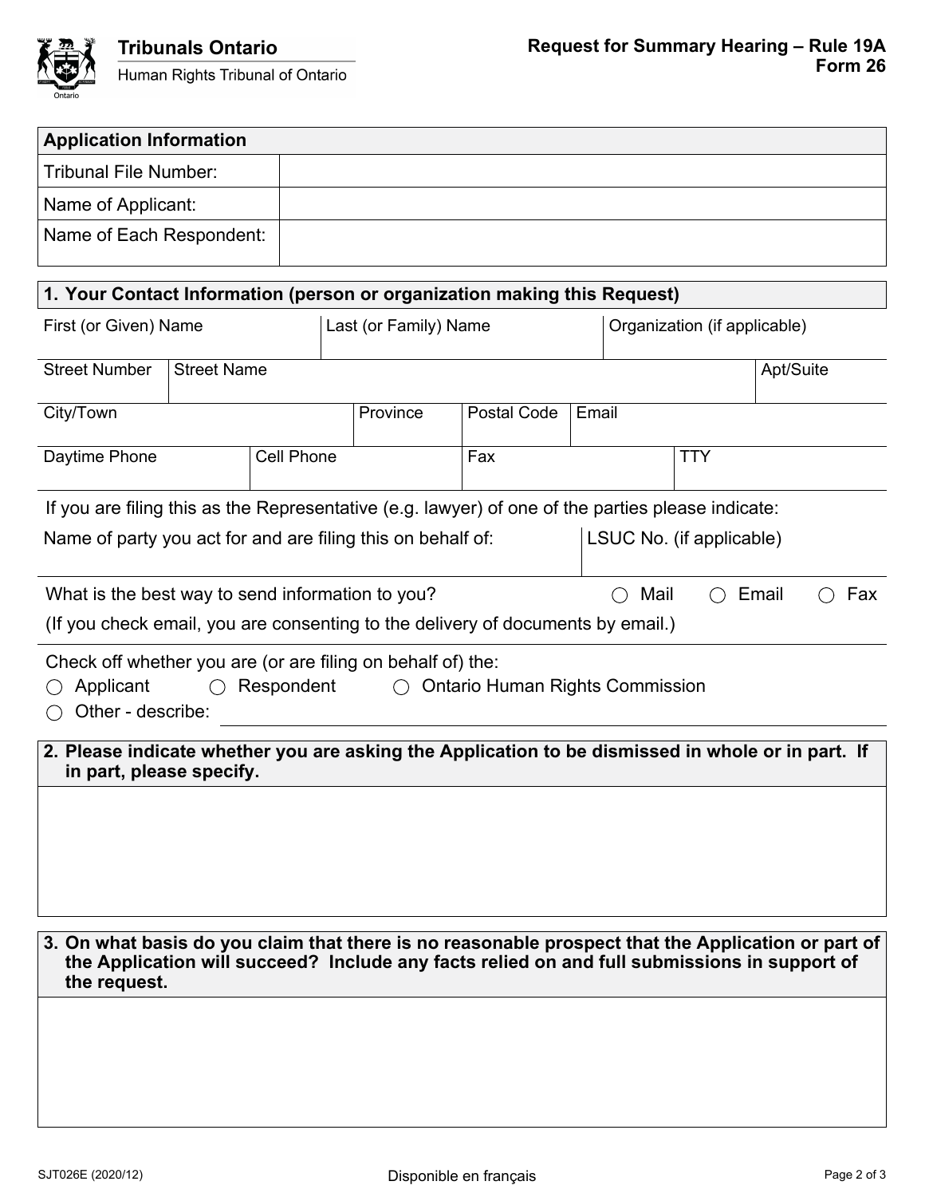**Tribunals Ontario**

Human Rights Tribunal of Ontario

# Request for Summary Hearing – Rule 19A
## Form 26

| Application Information | |
|---|---|
| Tribunal File Number: | |
| Name of Applicant: | |
| Name of Each Respondent: | |

### 1. Your Contact Information (person or organization making this Request)

| First (or Given) Name | Last (or Family) Name | Organization (if applicable) |
|---|---|---|
| | | |

| Street Number | Street Name | Apt/Suite |
|---|---|---|
| | | |

| City/Town | Province | Postal Code | Email |
|---|---|---|---|
| | | | |

| Daytime Phone | Cell Phone | Fax | TTY |
|---|---|---|---|
| | | | |

If you are filing this as the Representative (e.g. lawyer) of one of the parties please indicate:

| Name of party you act for and are filing this on behalf of: | LSUC No. (if applicable) |
|---|---|
| | |

What is the best way to send information to you? ◯ Mail ◯ Email ◯ Fax

(If you check email, you are consenting to the delivery of documents by email.)

Check off whether you are (or are filing on behalf of) the:

◯ Applicant ◯ Respondent ◯ Ontario Human Rights Commission

◯ Other - describe: ______________________

### 2. Please indicate whether you are asking the Application to be dismissed in whole or in part. If in part, please specify.

### 3. On what basis do you claim that there is no reasonable prospect that the Application or part of the Application will succeed? Include any facts relied on and full submissions in support of the request.

SJT026E (2020/12)

Disponible en français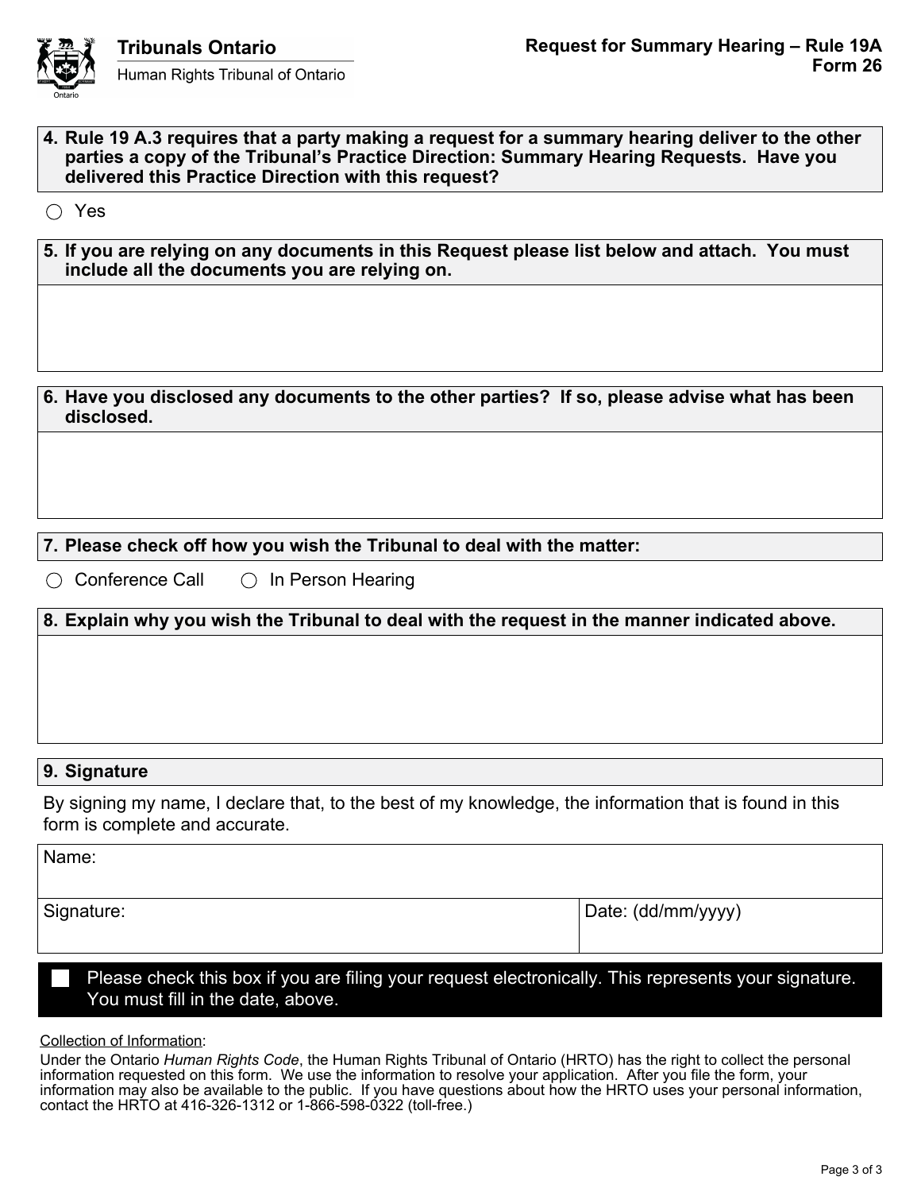**4. Rule 19 A.3 requires that a party making a request for a summary hearing deliver to the other parties a copy of the Tribunal's Practice Direction: Summary Hearing Requests. Have you delivered this Practice Direction with this request?**

○ Yes

**5. If you are relying on any documents in this Request please list below and attach. You must include all the documents you are relying on.**

**6. Have you disclosed any documents to the other parties? If so, please advise what has been disclosed.**

**7. Please check off how you wish the Tribunal to deal with the matter:**

○ Conference Call ○ In Person Hearing

**8. Explain why you wish the Tribunal to deal with the request in the manner indicated above.**

**9. Signature**

By signing my name, I declare that, to the best of my knowledge, the information that is found in this form is complete and accurate.

| | |
|---|---|
| Name: | |
| Signature: | Date: (dd/mm/yyyy) |

☐ Please check this box if you are filing your request electronically. This represents your signature. You must fill in the date, above.

Collection of Information:

Under the Ontario *Human Rights Code*, the Human Rights Tribunal of Ontario (HRTO) has the right to collect the personal information requested on this form. We use the information to resolve your application. After you file the form, your information may also be available to the public. If you have questions about how the HRTO uses your personal information, contact the HRTO at 416-326-1312 or 1-866-598-0322 (toll-free.)